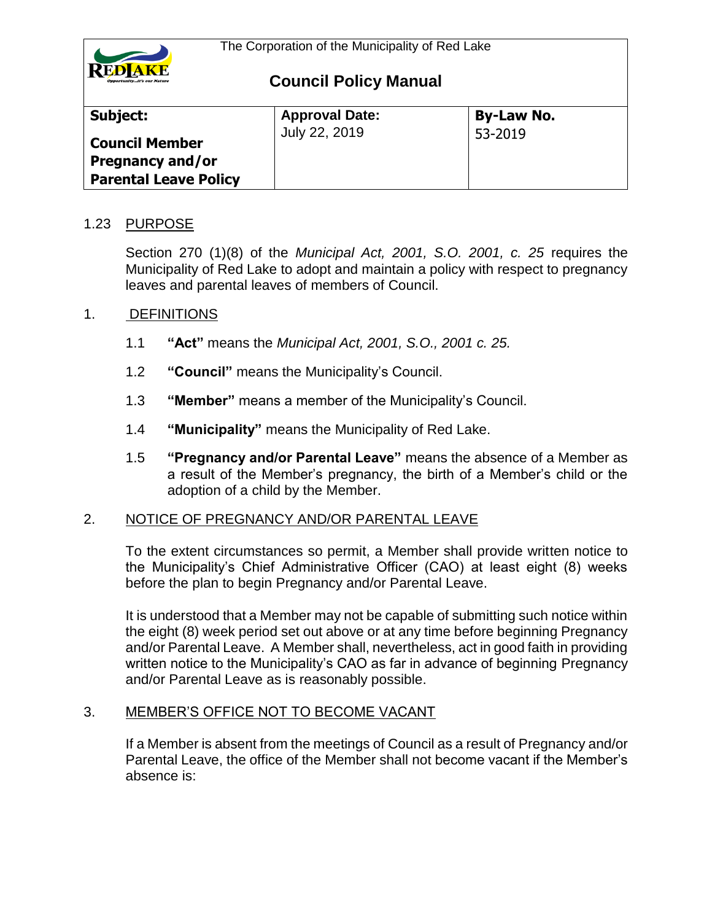The Corporation of the Municipality of Red Lake

# Council Policy Manual

| Subject: Council Member Pregnancy and/or Parental Leave Policy | Approval Date: July 22, 2019 | By-Law No. 53-2019 |
|---|---|---|

## 1.23 PURPOSE

Section 270 (1)(8) of the *Municipal Act, 2001, S.O. 2001, c. 25* requires the Municipality of Red Lake to adopt and maintain a policy with respect to pregnancy leaves and parental leaves of members of Council.

## 1. DEFINITIONS

1.1 **"Act"** means the *Municipal Act, 2001, S.O., 2001 c. 25.*

1.2 **"Council"** means the Municipality's Council.

1.3 **"Member"** means a member of the Municipality's Council.

1.4 **"Municipality"** means the Municipality of Red Lake.

1.5 **"Pregnancy and/or Parental Leave"** means the absence of a Member as a result of the Member's pregnancy, the birth of a Member's child or the adoption of a child by the Member.

## 2. NOTICE OF PREGNANCY AND/OR PARENTAL LEAVE

To the extent circumstances so permit, a Member shall provide written notice to the Municipality's Chief Administrative Officer (CAO) at least eight (8) weeks before the plan to begin Pregnancy and/or Parental Leave.

It is understood that a Member may not be capable of submitting such notice within the eight (8) week period set out above or at any time before beginning Pregnancy and/or Parental Leave. A Member shall, nevertheless, act in good faith in providing written notice to the Municipality's CAO as far in advance of beginning Pregnancy and/or Parental Leave as is reasonably possible.

## 3. MEMBER'S OFFICE NOT TO BECOME VACANT

If a Member is absent from the meetings of Council as a result of Pregnancy and/or Parental Leave, the office of the Member shall not become vacant if the Member's absence is: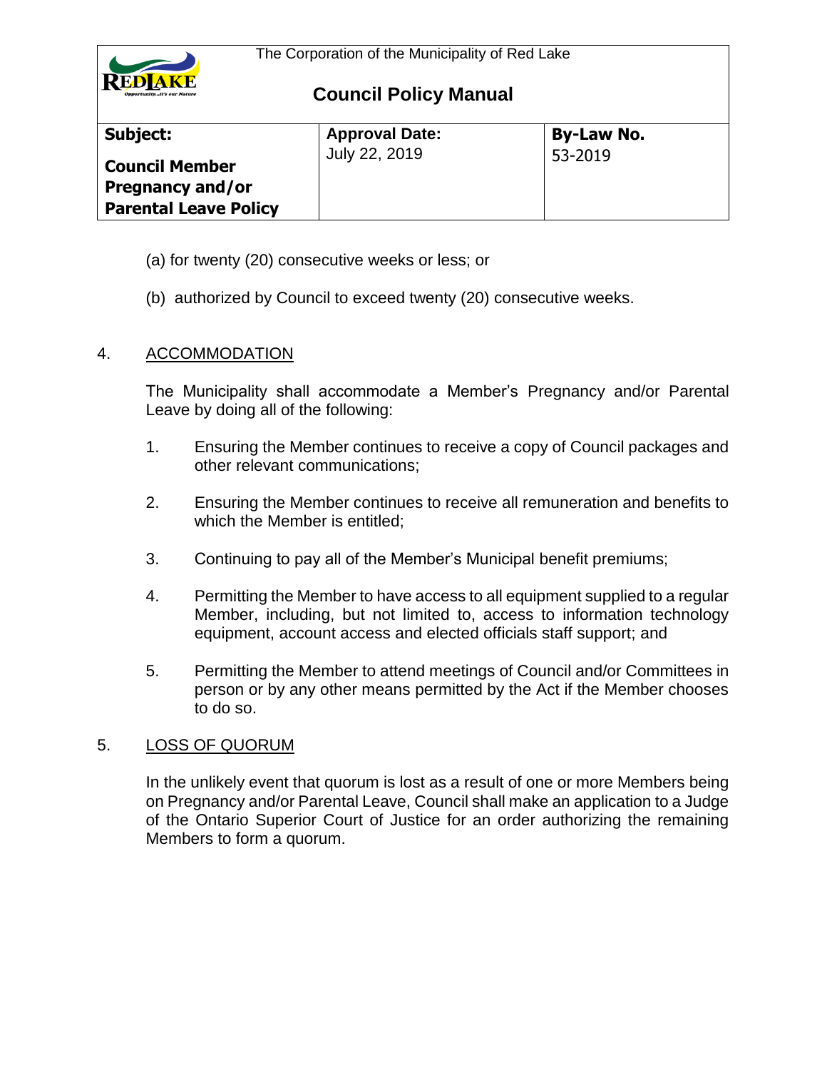(a) for twenty (20) consecutive weeks or less; or

(b) authorized by Council to exceed twenty (20) consecutive weeks.

## 4. ACCOMMODATION

The Municipality shall accommodate a Member's Pregnancy and/or Parental Leave by doing all of the following:

1. Ensuring the Member continues to receive a copy of Council packages and other relevant communications;

2. Ensuring the Member continues to receive all remuneration and benefits to which the Member is entitled;

3. Continuing to pay all of the Member's Municipal benefit premiums;

4. Permitting the Member to have access to all equipment supplied to a regular Member, including, but not limited to, access to information technology equipment, account access and elected officials staff support; and

5. Permitting the Member to attend meetings of Council and/or Committees in person or by any other means permitted by the Act if the Member chooses to do so.

## 5. LOSS OF QUORUM

In the unlikely event that quorum is lost as a result of one or more Members being on Pregnancy and/or Parental Leave, Council shall make an application to a Judge of the Ontario Superior Court of Justice for an order authorizing the remaining Members to form a quorum.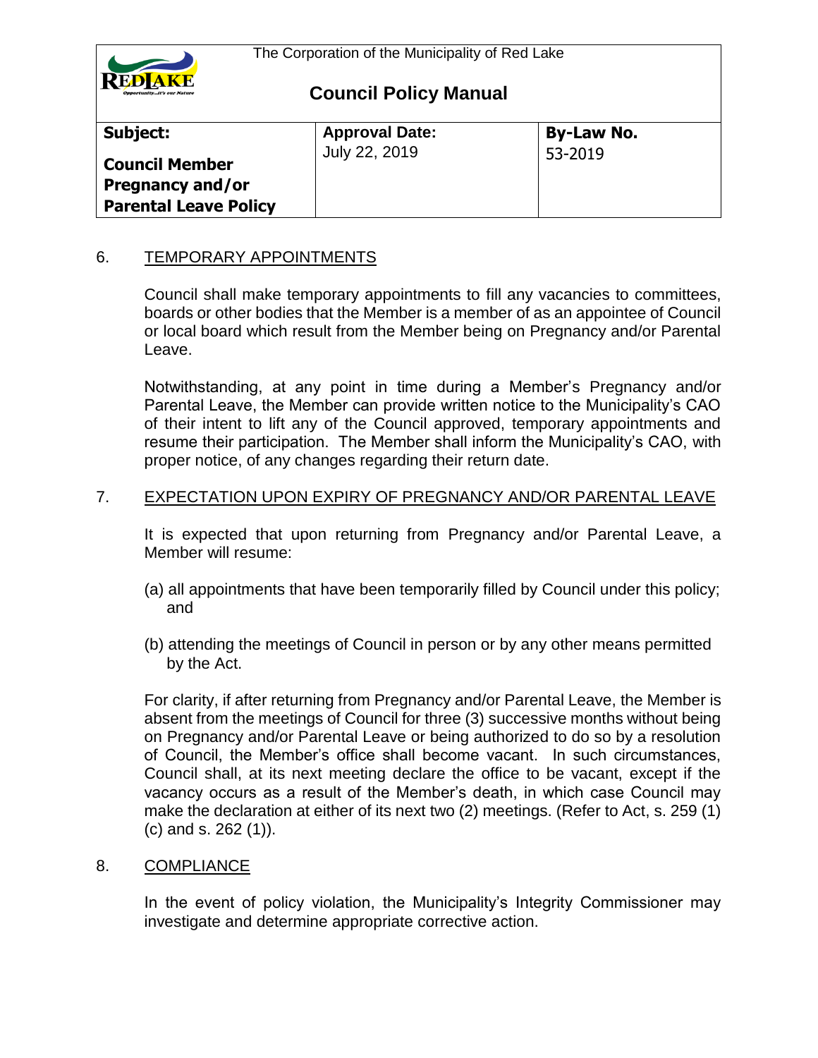## 6. TEMPORARY APPOINTMENTS

Council shall make temporary appointments to fill any vacancies to committees, boards or other bodies that the Member is a member of as an appointee of Council or local board which result from the Member being on Pregnancy and/or Parental Leave.

Notwithstanding, at any point in time during a Member's Pregnancy and/or Parental Leave, the Member can provide written notice to the Municipality's CAO of their intent to lift any of the Council approved, temporary appointments and resume their participation. The Member shall inform the Municipality's CAO, with proper notice, of any changes regarding their return date.

## 7. EXPECTATION UPON EXPIRY OF PREGNANCY AND/OR PARENTAL LEAVE

It is expected that upon returning from Pregnancy and/or Parental Leave, a Member will resume:

(a) all appointments that have been temporarily filled by Council under this policy; and

(b) attending the meetings of Council in person or by any other means permitted by the Act.

For clarity, if after returning from Pregnancy and/or Parental Leave, the Member is absent from the meetings of Council for three (3) successive months without being on Pregnancy and/or Parental Leave or being authorized to do so by a resolution of Council, the Member's office shall become vacant. In such circumstances, Council shall, at its next meeting declare the office to be vacant, except if the vacancy occurs as a result of the Member's death, in which case Council may make the declaration at either of its next two (2) meetings. (Refer to Act, s. 259 (1) (c) and s. 262 (1)).

## 8. COMPLIANCE

In the event of policy violation, the Municipality's Integrity Commissioner may investigate and determine appropriate corrective action.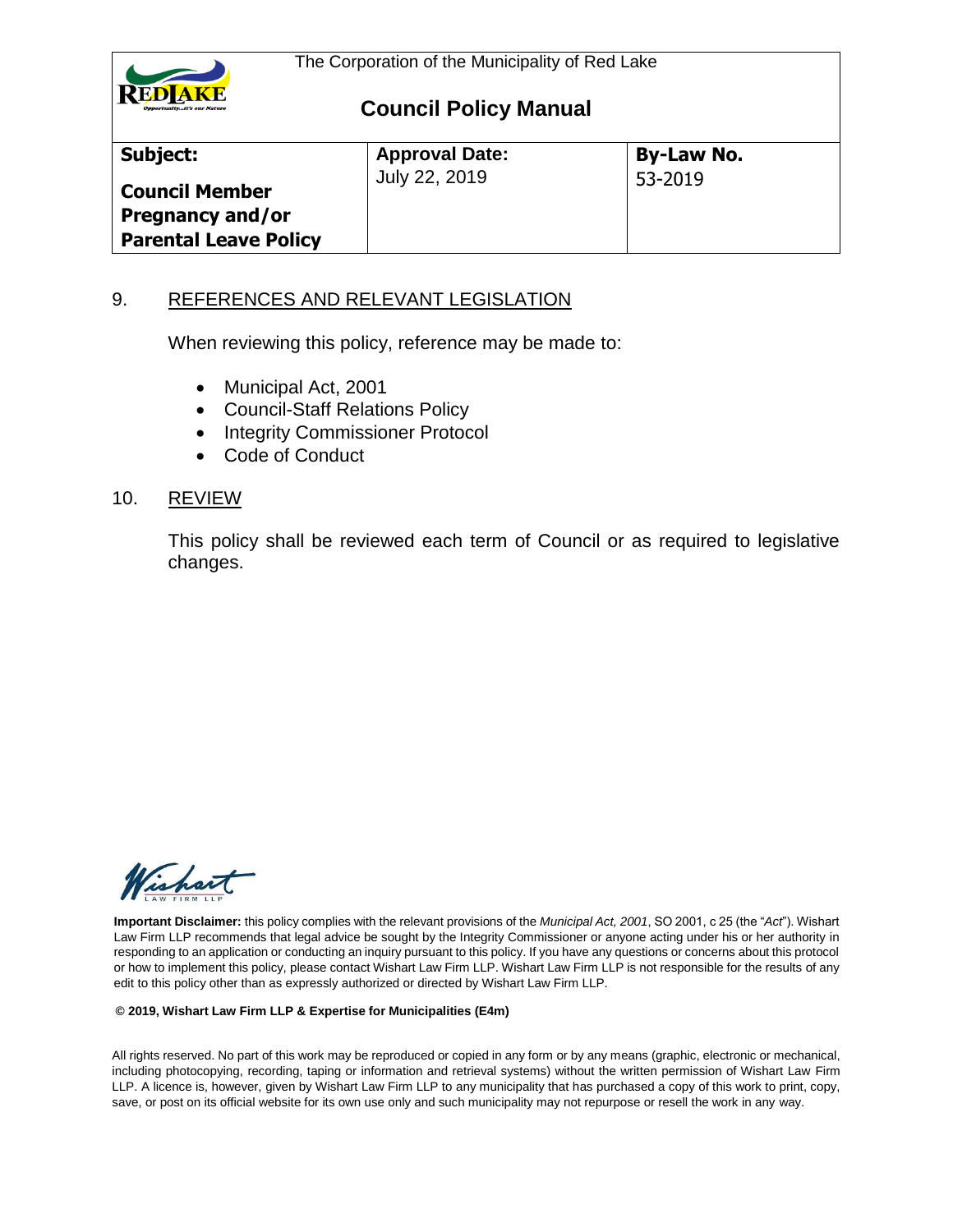The Corporation of the Municipality of Red Lake

**Council Policy Manual**

| Subject: | Approval Date: | By-Law No. |
|---|---|---|
| **Council Member Pregnancy and/or Parental Leave Policy** | July 22, 2019 | 53-2019 |

## 9. REFERENCES AND RELEVANT LEGISLATION

When reviewing this policy, reference may be made to:

- Municipal Act, 2001
- Council-Staff Relations Policy
- Integrity Commissioner Protocol
- Code of Conduct

## 10. REVIEW

This policy shall be reviewed each term of Council or as required to legislative changes.

Wishart LAW FIRM LLP

**Important Disclaimer:** this policy complies with the relevant provisions of the *Municipal Act, 2001*, SO 2001, c 25 (the "*Act*"). Wishart Law Firm LLP recommends that legal advice be sought by the Integrity Commissioner or anyone acting under his or her authority in responding to an application or conducting an inquiry pursuant to this policy. If you have any questions or concerns about this protocol or how to implement this policy, please contact Wishart Law Firm LLP. Wishart Law Firm LLP is not responsible for the results of any edit to this policy other than as expressly authorized or directed by Wishart Law Firm LLP.

**© 2019, Wishart Law Firm LLP & Expertise for Municipalities (E4m)**

All rights reserved. No part of this work may be reproduced or copied in any form or by any means (graphic, electronic or mechanical, including photocopying, recording, taping or information and retrieval systems) without the written permission of Wishart Law Firm LLP. A licence is, however, given by Wishart Law Firm LLP to any municipality that has purchased a copy of this work to print, copy, save, or post on its official website for its own use only and such municipality may not repurpose or resell the work in any way.